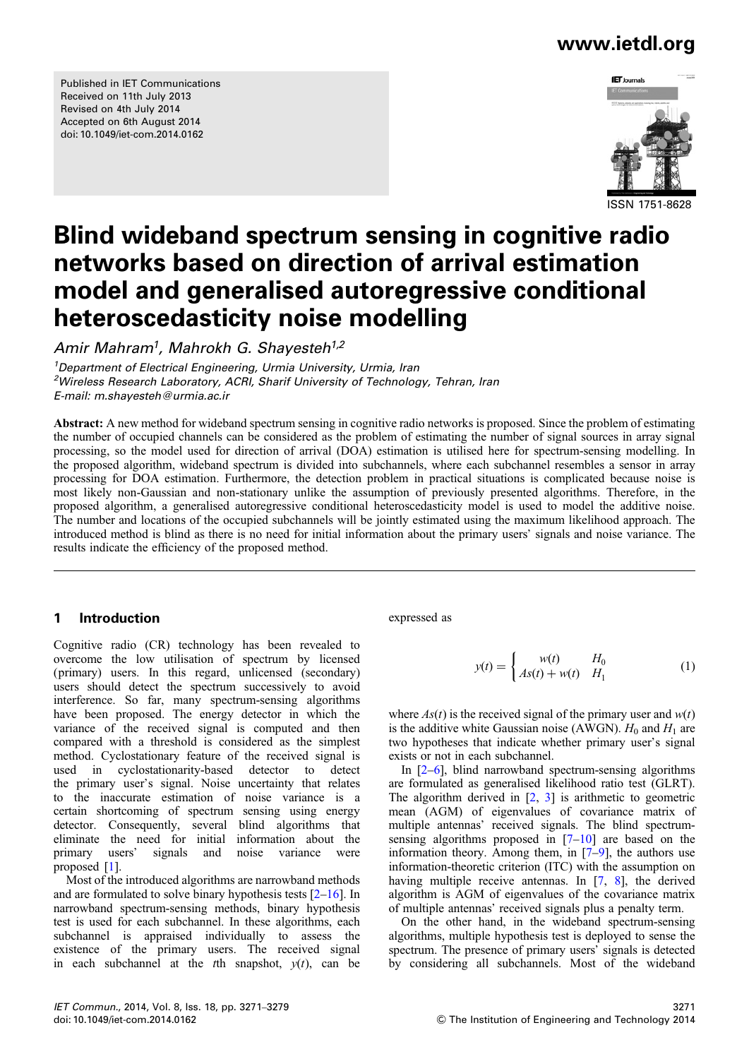Published in IET Communications
Received on 11th July 2013
Revised on 4th July 2014
Accepted on 6th August 2014
doi: 10.1049/iet-com.2014.0162

ISSN 1751-8628

# Blind wideband spectrum sensing in cognitive radio networks based on direction of arrival estimation model and generalised autoregressive conditional heteroscedasticity noise modelling

*Amir Mahram*[1], *Mahrokh G. Shayesteh*[1,2]

[1]*Department of Electrical Engineering, Urmia University, Urmia, Iran*
[2]*Wireless Research Laboratory, ACRI, Sharif University of Technology, Tehran, Iran*
*E-mail: m.shayesteh@urmia.ac.ir*

**Abstract:** A new method for wideband spectrum sensing in cognitive radio networks is proposed. Since the problem of estimating the number of occupied channels can be considered as the problem of estimating the number of signal sources in array signal processing, so the model used for direction of arrival (DOA) estimation is utilised here for spectrum-sensing modelling. In the proposed algorithm, wideband spectrum is divided into subchannels, where each subchannel resembles a sensor in array processing for DOA estimation. Furthermore, the detection problem in practical situations is complicated because noise is most likely non-Gaussian and non-stationary unlike the assumption of previously presented algorithms. Therefore, in the proposed algorithm, a generalised autoregressive conditional heteroscedasticity model is used to model the additive noise. The number and locations of the occupied subchannels will be jointly estimated using the maximum likelihood approach. The introduced method is blind as there is no need for initial information about the primary users' signals and noise variance. The results indicate the efficiency of the proposed method.

## 1 Introduction

Cognitive radio (CR) technology has been revealed to overcome the low utilisation of spectrum by licensed (primary) users. In this regard, unlicensed (secondary) users should detect the spectrum successively to avoid interference. So far, many spectrum-sensing algorithms have been proposed. The energy detector in which the variance of the received signal is computed and then compared with a threshold is considered as the simplest method. Cyclostationary feature of the received signal is used in cyclostationarity-based detector to detect the primary user's signal. Noise uncertainty that relates to the inaccurate estimation of noise variance is a certain shortcoming of spectrum sensing using energy detector. Consequently, several blind algorithms that eliminate the need for initial information about the primary users' signals and noise variance were proposed [1].

Most of the introduced algorithms are narrowband methods and are formulated to solve binary hypothesis tests [2–16]. In narrowband spectrum-sensing methods, binary hypothesis test is used for each subchannel. In these algorithms, each subchannel is appraised individually to assess the existence of the primary users. The received signal in each subchannel at the $t$th snapshot, $y(t)$, can be expressed as

$$y(t) = \begin{cases} w(t) & H_0 \\ As(t) + w(t) & H_1 \end{cases} \tag{1}$$

where $As(t)$ is the received signal of the primary user and $w(t)$ is the additive white Gaussian noise (AWGN). $H_0$ and $H_1$ are two hypotheses that indicate whether primary user's signal exists or not in each subchannel.

In [2–6], blind narrowband spectrum-sensing algorithms are formulated as generalised likelihood ratio test (GLRT). The algorithm derived in [2, 3] is arithmetic to geometric mean (AGM) of eigenvalues of covariance matrix of multiple antennas' received signals. The blind spectrum-sensing algorithms proposed in [7–10] are based on the information theory. Among them, in [7–9], the authors use information-theoretic criterion (ITC) with the assumption on having multiple receive antennas. In [7, 8], the derived algorithm is AGM of eigenvalues of the covariance matrix of multiple antennas' received signals plus a penalty term.

On the other hand, in the wideband spectrum-sensing algorithms, multiple hypothesis test is deployed to sense the spectrum. The presence of primary users' signals is detected by considering all subchannels. Most of the wideband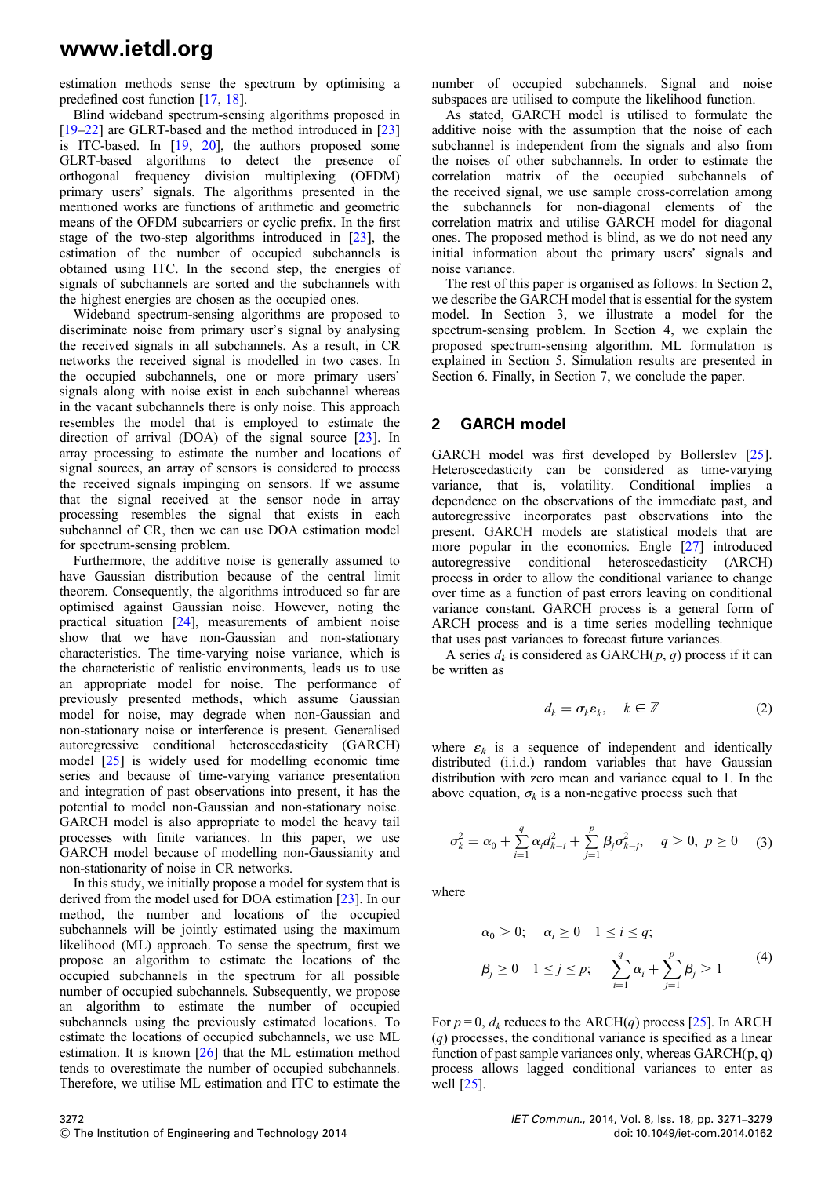estimation methods sense the spectrum by optimising a predefined cost function [17, 18].

Blind wideband spectrum-sensing algorithms proposed in [19–22] are GLRT-based and the method introduced in [23] is ITC-based. In [19, 20], the authors proposed some GLRT-based algorithms to detect the presence of orthogonal frequency division multiplexing (OFDM) primary users' signals. The algorithms presented in the mentioned works are functions of arithmetic and geometric means of the OFDM subcarriers or cyclic prefix. In the first stage of the two-step algorithms introduced in [23], the estimation of the number of occupied subchannels is obtained using ITC. In the second step, the energies of signals of subchannels are sorted and the subchannels with the highest energies are chosen as the occupied ones.

Wideband spectrum-sensing algorithms are proposed to discriminate noise from primary user's signal by analysing the received signals in all subchannels. As a result, in CR networks the received signal is modelled in two cases. In the occupied subchannels, one or more primary users' signals along with noise exist in each subchannel whereas in the vacant subchannels there is only noise. This approach resembles the model that is employed to estimate the direction of arrival (DOA) of the signal source [23]. In array processing to estimate the number and locations of signal sources, an array of sensors is considered to process the received signals impinging on sensors. If we assume that the signal received at the sensor node in array processing resembles the signal that exists in each subchannel of CR, then we can use DOA estimation model for spectrum-sensing problem.

Furthermore, the additive noise is generally assumed to have Gaussian distribution because of the central limit theorem. Consequently, the algorithms introduced so far are optimised against Gaussian noise. However, noting the practical situation [24], measurements of ambient noise show that we have non-Gaussian and non-stationary characteristics. The time-varying noise variance, which is the characteristic of realistic environments, leads us to use an appropriate model for noise. The performance of previously presented methods, which assume Gaussian model for noise, may degrade when non-Gaussian and non-stationary noise or interference is present. Generalised autoregressive conditional heteroscedasticity (GARCH) model [25] is widely used for modelling economic time series and because of time-varying variance presentation and integration of past observations into present, it has the potential to model non-Gaussian and non-stationary noise. GARCH model is also appropriate to model the heavy tail processes with finite variances. In this paper, we use GARCH model because of modelling non-Gaussianity and non-stationarity of noise in CR networks.

In this study, we initially propose a model for system that is derived from the model used for DOA estimation [23]. In our method, the number and locations of the occupied subchannels will be jointly estimated using the maximum likelihood (ML) approach. To sense the spectrum, first we propose an algorithm to estimate the locations of the occupied subchannels in the spectrum for all possible number of occupied subchannels. Subsequently, we propose an algorithm to estimate the number of occupied subchannels using the previously estimated locations. To estimate the locations of occupied subchannels, we use ML estimation. It is known [26] that the ML estimation method tends to overestimate the number of occupied subchannels. Therefore, we utilise ML estimation and ITC to estimate the number of occupied subchannels. Signal and noise subspaces are utilised to compute the likelihood function.

As stated, GARCH model is utilised to formulate the additive noise with the assumption that the noise of each subchannel is independent from the signals and also from the noises of other subchannels. In order to estimate the correlation matrix of the occupied subchannels of the received signal, we use sample cross-correlation among the subchannels for non-diagonal elements of the correlation matrix and utilise GARCH model for diagonal ones. The proposed method is blind, as we do not need any initial information about the primary users' signals and noise variance.

The rest of this paper is organised as follows: In Section 2, we describe the GARCH model that is essential for the system model. In Section 3, we illustrate a model for the spectrum-sensing problem. In Section 4, we explain the proposed spectrum-sensing algorithm. ML formulation is explained in Section 5. Simulation results are presented in Section 6. Finally, in Section 7, we conclude the paper.

## 2 GARCH model

GARCH model was first developed by Bollerslev [25]. Heteroscedasticity can be considered as time-varying variance, that is, volatility. Conditional implies a dependence on the observations of the immediate past, and autoregressive incorporates past observations into the present. GARCH models are statistical models that are more popular in the economics. Engle [27] introduced autoregressive conditional heteroscedasticity (ARCH) process in order to allow the conditional variance to change over time as a function of past errors leaving on conditional variance constant. GARCH process is a general form of ARCH process and is a time series modelling technique that uses past variances to forecast future variances.

A series $d_k$ is considered as GARCH$(p, q)$ process if it can be written as

$$d_k = \sigma_k \varepsilon_k, \quad k \in \mathbb{Z} \tag{2}$$

where $\varepsilon_k$ is a sequence of independent and identically distributed (i.i.d.) random variables that have Gaussian distribution with zero mean and variance equal to 1. In the above equation, $\sigma_k$ is a non-negative process such that

$$\sigma_k^2 = \alpha_0 + \sum_{i=1}^{q} \alpha_i d_{k-i}^2 + \sum_{j=1}^{p} \beta_j \sigma_{k-j}^2, \quad q > 0,\ p \geq 0 \tag{3}$$

where

$$\begin{aligned} &\alpha_0 > 0; \quad \alpha_i \geq 0 \quad 1 \leq i \leq q; \\ &\beta_j \geq 0 \quad 1 \leq j \leq p; \quad \sum_{i=1}^{q} \alpha_i + \sum_{j=1}^{p} \beta_j > 1 \end{aligned} \tag{4}$$

For $p = 0$, $d_k$ reduces to the ARCH($q$) process [25]. In ARCH ($q$) processes, the conditional variance is specified as a linear function of past sample variances only, whereas GARCH(p, q) process allows lagged conditional variances to enter as well [25].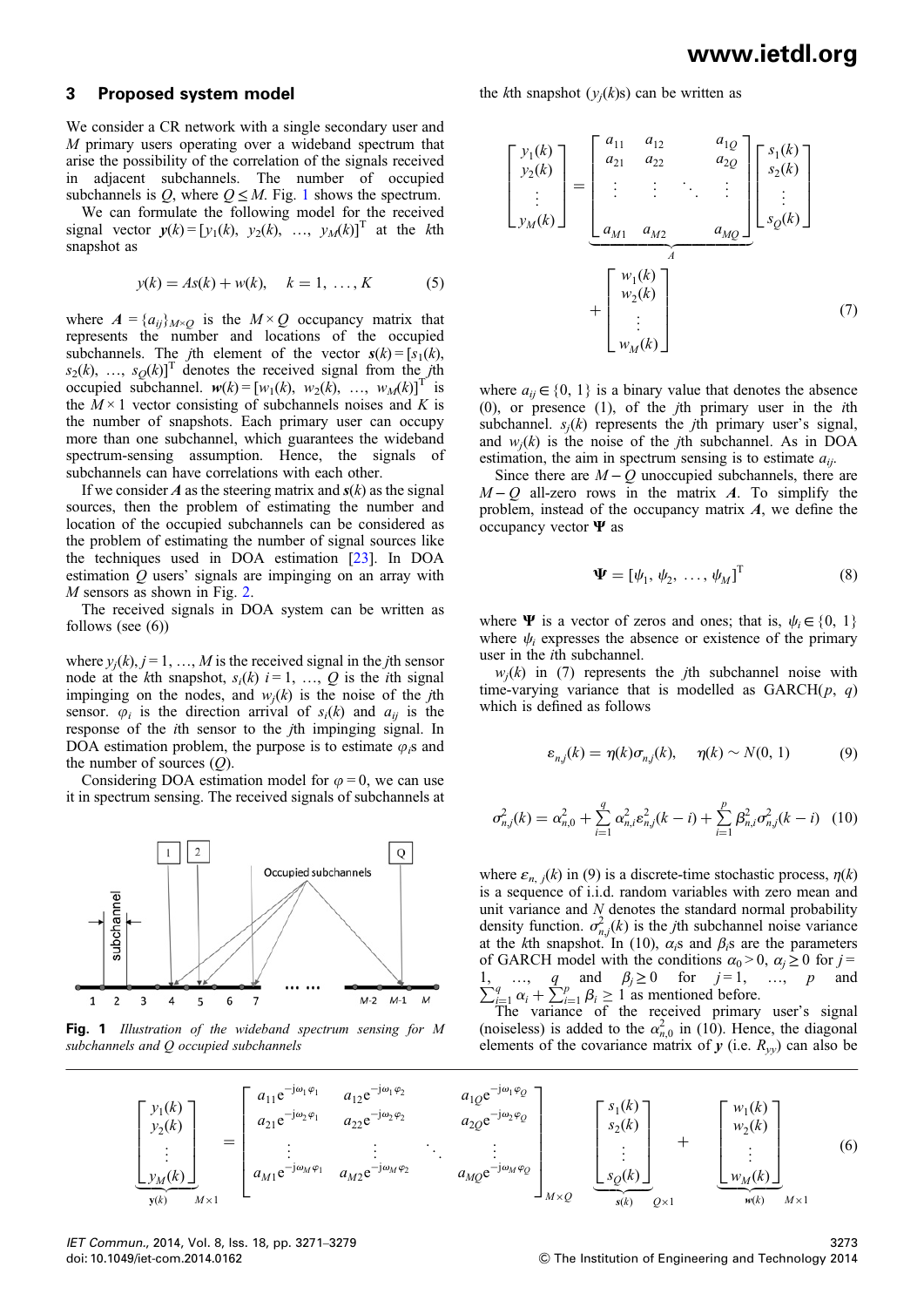## 3 Proposed system model

We consider a CR network with a single secondary user and $M$ primary users operating over a wideband spectrum that arise the possibility of the correlation of the signals received in adjacent subchannels. The number of occupied subchannels is $Q$, where $Q \le M$. Fig. 1 shows the spectrum.

We can formulate the following model for the received signal vector $\boldsymbol{y}(k) = [y_1(k),\ y_2(k),\ \ldots,\ y_M(k)]^{\mathrm{T}}$ at the $k$th snapshot as

$$y(k) = As(k) + w(k), \quad k = 1, \ldots, K \tag{5}$$

where $\boldsymbol{A} = \{a_{ij}\}_{M \times Q}$ is the $M \times Q$ occupancy matrix that represents the number and locations of the occupied subchannels. The $j$th element of the vector $\boldsymbol{s}(k) = [s_1(k),\ s_2(k),\ \ldots,\ s_Q(k)]^{\mathrm{T}}$ denotes the received signal from the $j$th occupied subchannel. $\boldsymbol{w}(k) = [w_1(k),\ w_2(k),\ \ldots,\ w_M(k)]^{\mathrm{T}}$ is the $M \times 1$ vector consisting of subchannels noises and $K$ is the number of snapshots. Each primary user can occupy more than one subchannel, which guarantees the wideband spectrum-sensing assumption. Hence, the signals of subchannels can have correlations with each other.

If we consider $\boldsymbol{A}$ as the steering matrix and $\boldsymbol{s}(k)$ as the signal sources, then the problem of estimating the number and location of the occupied subchannels can be considered as the problem of estimating the number of signal sources like the techniques used in DOA estimation [23]. In DOA estimation $Q$ users' signals are impinging on an array with $M$ sensors as shown in Fig. 2.

The received signals in DOA system can be written as follows (see (6))

where $y_j(k)$, $j = 1, \ldots, M$ is the received signal in the $j$th sensor node at the $k$th snapshot, $s_i(k)$ $i = 1, \ldots, Q$ is the $i$th signal impinging on the nodes, and $w_j(k)$ is the noise of the $j$th sensor. $\varphi_i$ is the direction arrival of $s_i(k)$ and $a_{ij}$ is the response of the $i$th sensor to the $j$th impinging signal. In DOA estimation problem, the purpose is to estimate $\varphi_i$s and the number of sources ($Q$).

Considering DOA estimation model for $\varphi = 0$, we can use it in spectrum sensing. The received signals of subchannels at the $k$th snapshot ($y_j(k)$s) can be written as

Fig. 1 *Illustration of the wideband spectrum sensing for M subchannels and Q occupied subchannels*

$$\begin{bmatrix} y_1(k) \\ y_2(k) \\ \vdots \\ y_M(k) \end{bmatrix} = \underbrace{\begin{bmatrix} a_{11} & a_{12} & & a_{1Q} \\ a_{21} & a_{22} & & a_{2Q} \\ \vdots & \vdots & \ddots & \vdots \\ a_{M1} & a_{M2} & & a_{MQ} \end{bmatrix}}_{A} \begin{bmatrix} s_1(k) \\ s_2(k) \\ \vdots \\ s_Q(k) \end{bmatrix} + \begin{bmatrix} w_1(k) \\ w_2(k) \\ \vdots \\ w_M(k) \end{bmatrix} \tag{7}$$

where $a_{ij} \in \{0, 1\}$ is a binary value that denotes the absence (0), or presence (1), of the $j$th primary user in the $i$th subchannel. $s_j(k)$ represents the $j$th primary user's signal, and $w_j(k)$ is the noise of the $j$th subchannel. As in DOA estimation, the aim in spectrum sensing is to estimate $a_{ij}$.

Since there are $M - Q$ unoccupied subchannels, there are $M - Q$ all-zero rows in the matrix $\boldsymbol{A}$. To simplify the problem, instead of the occupancy matrix $\boldsymbol{A}$, we define the occupancy vector $\boldsymbol{\Psi}$ as

$$\boldsymbol{\Psi} = [\psi_1,\ \psi_2,\ \ldots,\ \psi_M]^{\mathrm{T}} \tag{8}$$

where $\boldsymbol{\Psi}$ is a vector of zeros and ones; that is, $\psi_i \in \{0, 1\}$ where $\psi_i$ expresses the absence or existence of the primary user in the $i$th subchannel.

$w_j(k)$ in (7) represents the $j$th subchannel noise with time-varying variance that is modelled as GARCH($p$, $q$) which is defined as follows

$$\varepsilon_{n,j}(k) = \eta(k)\sigma_{n,j}(k), \quad \eta(k) \sim N(0, 1) \tag{9}$$

$$\sigma^2_{n,j}(k) = \alpha^2_{n,0} + \sum_{i=1}^{q} \alpha^2_{n,i}\varepsilon^2_{n,j}(k-i) + \sum_{i=1}^{p} \beta^2_{n,i}\sigma^2_{n,j}(k-i) \tag{10}$$

where $\varepsilon_{n,\,j}(k)$ in (9) is a discrete-time stochastic process, $\eta(k)$ is a sequence of i.i.d. random variables with zero mean and unit variance and $N$ denotes the standard normal probability density function. $\sigma^2_{n,j}(k)$ is the $j$th subchannel noise variance at the $k$th snapshot. In (10), $\alpha_i$s and $\beta_i$s are the parameters of GARCH model with the conditions $\alpha_0 > 0$, $\alpha_j \ge 0$ for $j = 1, \ldots, q$ and $\beta_j \ge 0$ for $j = 1, \ldots, p$ and $\sum_{i=1}^{q} \alpha_i + \sum_{i=1}^{p} \beta_i \ge 1$ as mentioned before.

The variance of the received primary user's signal (noiseless) is added to the $\alpha^2_{n,0}$ in (10). Hence, the diagonal elements of the covariance matrix of $\boldsymbol{y}$ (i.e. $R_{yy}$) can also be

$$\underbrace{\begin{bmatrix} y_1(k) \\ y_2(k) \\ \vdots \\ y_M(k) \end{bmatrix}}_{\mathbf{y}(k)\quad M\times 1} = \begin{bmatrix} a_{11}e^{-j\omega_1\varphi_1} & a_{12}e^{-j\omega_1\varphi_2} & & a_{1Q}e^{-j\omega_1\varphi_Q} \\ a_{21}e^{-j\omega_2\varphi_1} & a_{22}e^{-j\omega_2\varphi_2} & & a_{2Q}e^{-j\omega_2\varphi_Q} \\ \vdots & \vdots & \ddots & \vdots \\ a_{M1}e^{-j\omega_M\varphi_1} & a_{M2}e^{-j\omega_M\varphi_2} & & a_{MQ}e^{-j\omega_M\varphi_Q} \end{bmatrix}_{M\times Q} \underbrace{\begin{bmatrix} s_1(k) \\ s_2(k) \\ \vdots \\ s_Q(k) \end{bmatrix}}_{\mathbf{s}(k)\quad Q\times 1} + \underbrace{\begin{bmatrix} w_1(k) \\ w_2(k) \\ \vdots \\ w_M(k) \end{bmatrix}}_{\mathbf{w}(k)\quad M\times 1} \tag{6}$$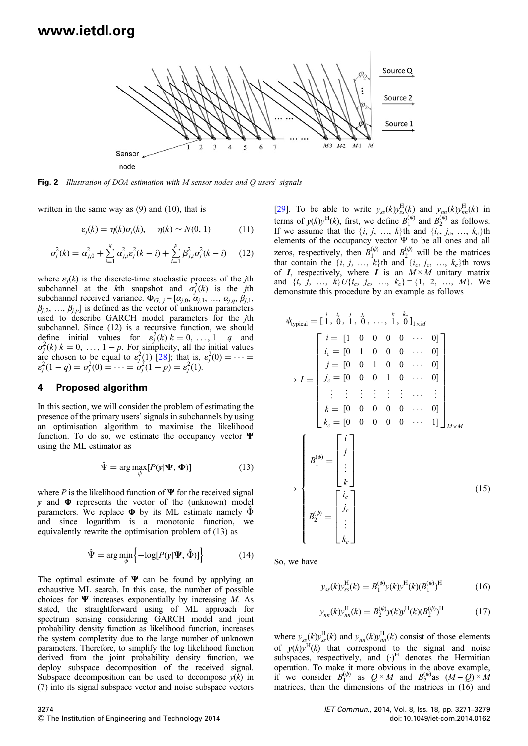Fig. 2 *Illustration of DOA estimation with M sensor nodes and Q users' signals*

written in the same way as (9) and (10), that is

$$\varepsilon_j(k) = \eta(k)\sigma_j(k), \quad \eta(k) \sim N(0, 1) \tag{11}$$

$$\sigma_j^2(k) = \alpha_{j,0}^2 + \sum_{i=1}^{q} \alpha_{j,i}^2 \varepsilon_j^2(k-i) + \sum_{i=1}^{p} \beta_{j,i}^2 \sigma_j^2(k-i) \tag{12}$$

where $\varepsilon_j(k)$ is the discrete-time stochastic process of the $j$th subchannel at the $k$th snapshot and $\sigma_j^2(k)$ is the $j$th subchannel received variance. $\Phi_{G,j} = [\alpha_{j,0}, \alpha_{j,1}, \ldots, \alpha_{j,q}, \beta_{j,1}, \beta_{j,2}, \ldots, \beta_{j,p}]$ is defined as the vector of unknown parameters used to describe GARCH model parameters for the $j$th subchannel. Since (12) is a recursive function, we should define initial values for $\varepsilon_j^2(k)\ k = 0, \ldots, 1-q$ and $\sigma_j^2(k)\ k = 0, \ldots, 1-p$. For simplicity, all the initial values are chosen to be equal to $\varepsilon_j^2(1)$ [28]; that is, $\varepsilon_j^2(0) = \cdots = \varepsilon_j^2(1-q) = \sigma_j^2(0) = \cdots = \sigma_j^2(1-p) = \varepsilon_j^2(1)$.

## 4 Proposed algorithm

In this section, we will consider the problem of estimating the presence of the primary users' signals in subchannels by using an optimisation algorithm to maximise the likelihood function. To do so, we estimate the occupancy vector $\boldsymbol{\Psi}$ using the ML estimator as

$$\hat{\Psi} = \arg\max_{\psi} [P(\boldsymbol{y}|\boldsymbol{\Psi}, \boldsymbol{\Phi})] \tag{13}$$

where $P$ is the likelihood function of $\boldsymbol{\Psi}$ for the received signal $\boldsymbol{y}$ and $\boldsymbol{\Phi}$ represents the vector of the (unknown) model parameters. We replace $\boldsymbol{\Phi}$ by its ML estimate namely $\hat{\Phi}$ and since logarithm is a monotonic function, we equivalently rewrite the optimisation problem of (13) as

$$\hat{\Psi} = \arg\min_{\psi} \left\{ -\log[P(\boldsymbol{y}|\boldsymbol{\Psi}, \hat{\Phi})] \right\} \tag{14}$$

The optimal estimate of $\boldsymbol{\Psi}$ can be found by applying an exhaustive ML search. In this case, the number of possible choices for $\boldsymbol{\Psi}$ increases exponentially by increasing $M$. As stated, the straightforward using of ML approach for spectrum sensing considering GARCH model and joint probability density function as likelihood function, increases the system complexity due to the large number of unknown parameters. Therefore, to simplify the log likelihood function derived from the joint probability density function, we deploy subspace decomposition of the received signal. Subspace decomposition can be used to decompose $y(k)$ in (7) into its signal subspace vector and noise subspace vectors [29]. To be able to write $y_{ss}(k)y_{ss}^{\mathrm{H}}(k)$ and $y_{nn}(k)y_{nn}^{\mathrm{H}}(k)$ in terms of $\boldsymbol{y}(k)y^{\mathrm{H}}(k)$, first, we define $B_1^{(\psi)}$ and $B_2^{(\psi)}$ as follows. If we assume that the $\{i, j, \ldots, k\}$th and $\{i_c, j_c, \ldots, k_c\}$th elements of the occupancy vector $\Psi$ to be all ones and all zeros, respectively, then $B_1^{(\psi)}$ and $B_2^{(\psi)}$ will be the matrices that contain the $\{i, j, \ldots, k\}$th and $\{i_c, j_c, \ldots, k_c\}$th rows of $\boldsymbol{I}$, respectively, where $\boldsymbol{I}$ is an $M \times M$ unitary matrix and $\{i, j, \ldots, k\} U \{i_c, j_c, \ldots, k_c\} = \{1, 2, \ldots, M\}$. We demonstrate this procedure by an example as follows

$$
\begin{gathered}
\psi_{\text{typical}} = [\overset{i}{1}, \overset{i_c}{0}, \overset{j}{1}, \overset{j_c}{0}, \ldots, \overset{k}{1}, \overset{k_c}{0}]_{1\times M} \\
\rightarrow I = \begin{bmatrix} i = [1 & 0 & 0 & 0 & 0 & \cdots & 0] \\ i_c = [0 & 1 & 0 & 0 & 0 & \cdots & 0] \\ j = [0 & 0 & 1 & 0 & 0 & \cdots & 0] \\ j_c = [0 & 0 & 0 & 1 & 0 & \cdots & 0] \\ \vdots & \vdots & \vdots & \vdots & \vdots & \cdots & \vdots \\ k = [0 & 0 & 0 & 0 & 0 & \cdots & 0] \\ k_c = [0 & 0 & 0 & 0 & 0 & \cdots & 1] \end{bmatrix}_{M\times M} \\
\rightarrow \begin{cases} B_1^{(\psi)} = \begin{bmatrix} i \\ j \\ \vdots \\ k \end{bmatrix} \\ B_2^{(\psi)} = \begin{bmatrix} i_c \\ j_c \\ \vdots \\ k_c \end{bmatrix} \end{cases}
\end{gathered} \tag{15}
$$

So, we have

$$y_{ss}(k)y_{ss}^{\mathrm{H}}(k) = B_1^{(\psi)} y(k) y^{\mathrm{H}}(k) (B_1^{(\psi)})^{\mathrm{H}} \tag{16}$$

$$y_{nn}(k)y_{nn}^{\mathrm{H}}(k) = B_2^{(\psi)} y(k) y^{\mathrm{H}}(k) (B_2^{(\psi)})^{\mathrm{H}} \tag{17}$$

where $y_{ss}(k)y_{ss}^{\mathrm{H}}(k)$ and $y_{nn}(k)y_{nn}^{\mathrm{H}}(k)$ consist of those elements of $\boldsymbol{y}(k)y^{\mathrm{H}}(k)$ that correspond to the signal and noise subspaces, respectively, and $(\cdot)^{\mathrm{H}}$ denotes the Hermitian operation. To make it more obvious in the above example, if we consider $B_1^{(\psi)}$ as $Q \times M$ and $B_2^{(\psi)}$as $(M-Q) \times M$ matrices, then the dimensions of the matrices in (16) and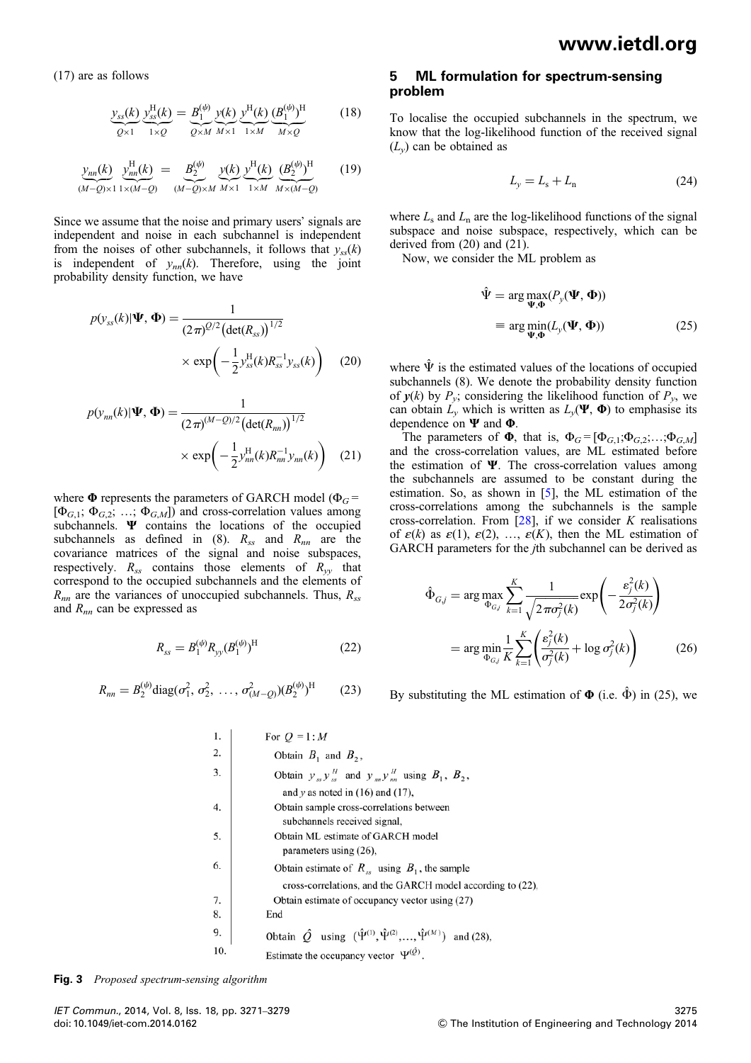(17) are as follows

$$\underbrace{y_{ss}(k)}_{Q\times 1}\underbrace{y_{ss}^{\mathrm{H}}(k)}_{1\times Q} = \underbrace{B_1^{(\psi)}}_{Q\times M}\underbrace{y(k)}_{M\times 1}\underbrace{y^{\mathrm{H}}(k)}_{1\times M}\underbrace{(B_1^{(\psi)})^{\mathrm{H}}}_{M\times Q} \tag{18}$$

$$\underbrace{y_{nn}(k)}_{(M-Q)\times 1}\underbrace{y_{nn}^{\mathrm{H}}(k)}_{1\times(M-Q)} = \underbrace{B_2^{(\psi)}}_{(M-Q)\times M}\underbrace{y(k)}_{M\times 1}\underbrace{y^{\mathrm{H}}(k)}_{1\times M}\underbrace{(B_2^{(\psi)})^{\mathrm{H}}}_{M\times(M-Q)} \tag{19}$$

Since we assume that the noise and primary users' signals are independent and noise in each subchannel is independent from the noises of other subchannels, it follows that $y_{ss}(k)$ is independent of $y_{nn}(k)$. Therefore, using the joint probability density function, we have

$$p(y_{ss}(k)|\mathbf{\Psi}, \mathbf{\Phi}) = \frac{1}{(2\pi)^{Q/2}\left(\det(R_{ss})\right)^{1/2}} \times \exp\left(-\frac{1}{2}y_{ss}^{\mathrm{H}}(k)R_{ss}^{-1}y_{ss}(k)\right) \tag{20}$$

$$p(y_{nn}(k)|\mathbf{\Psi}, \mathbf{\Phi}) = \frac{1}{(2\pi)^{(M-Q)/2}\left(\det(R_{nn})\right)^{1/2}} \times \exp\left(-\frac{1}{2}y_{nn}^{\mathrm{H}}(k)R_{nn}^{-1}y_{nn}(k)\right) \tag{21}$$

where $\mathbf{\Phi}$ represents the parameters of GARCH model ($\Phi_G = [\Phi_{G,1}; \Phi_{G,2}; \ldots; \Phi_{G,M}]$) and cross-correlation values among subchannels. $\mathbf{\Psi}$ contains the locations of the occupied subchannels as defined in (8). $R_{ss}$ and $R_{nn}$ are the covariance matrices of the signal and noise subspaces, respectively. $R_{ss}$ contains those elements of $R_{yy}$ that correspond to the occupied subchannels and the elements of $R_{nn}$ are the variances of unoccupied subchannels. Thus, $R_{ss}$ and $R_{nn}$ can be expressed as

$$R_{ss} = B_1^{(\psi)}R_{yy}(B_1^{(\psi)})^{\mathrm{H}} \tag{22}$$

$$R_{nn} = B_2^{(\psi)}\mathrm{diag}(\sigma_1^2, \sigma_2^2, \ldots, \sigma_{(M-Q)}^2)(B_2^{(\psi)})^{\mathrm{H}} \tag{23}$$

## 5 ML formulation for spectrum-sensing problem

To localise the occupied subchannels in the spectrum, we know that the log-likelihood function of the received signal ($L_y$) can be obtained as

$$L_y = L_{\mathrm{s}} + L_{\mathrm{n}} \tag{24}$$

where $L_{\mathrm{s}}$ and $L_{\mathrm{n}}$ are the log-likelihood functions of the signal subspace and noise subspace, respectively, which can be derived from (20) and (21).

Now, we consider the ML problem as

$$\begin{aligned}\hat{\Psi} &= \arg\max_{\mathbf{\Psi},\mathbf{\Phi}}(P_y(\mathbf{\Psi}, \mathbf{\Phi})) \\ &\equiv \arg\min_{\mathbf{\Psi},\mathbf{\Phi}}(L_y(\mathbf{\Psi}, \mathbf{\Phi}))\end{aligned} \tag{25}$$

where $\hat{\Psi}$ is the estimated values of the locations of occupied subchannels (8). We denote the probability density function of $y(k)$ by $P_y$; considering the likelihood function of $P_y$, we can obtain $L_y$ which is written as $L_y(\mathbf{\Psi}, \mathbf{\Phi})$ to emphasise its dependence on $\mathbf{\Psi}$ and $\mathbf{\Phi}$.

The parameters of $\mathbf{\Phi}$, that is, $\Phi_G = [\Phi_{G,1};\Phi_{G,2};\ldots;\Phi_{G,M}]$ and the cross-correlation values, are ML estimated before the estimation of $\mathbf{\Psi}$. The cross-correlation values among the subchannels are assumed to be constant during the estimation. So, as shown in [5], the ML estimation of the cross-correlations among the subchannels is the sample cross-correlation. From [28], if we consider $K$ realisations of $\varepsilon(k)$ as $\varepsilon(1), \varepsilon(2), \ldots, \varepsilon(K)$, then the ML estimation of GARCH parameters for the $j$th subchannel can be derived as

$$\begin{aligned}\hat{\Phi}_{G,j} &= \arg\max_{\Phi_{G,j}}\sum_{k=1}^{K}\frac{1}{\sqrt{2\pi\sigma_j^2(k)}}\exp\left(-\frac{\varepsilon_j^2(k)}{2\sigma_j^2(k)}\right) \\ &= \arg\min_{\Phi_{G,j}}\frac{1}{K}\sum_{k=1}^{K}\left(\frac{\varepsilon_j^2(k)}{\sigma_j^2(k)} + \log\sigma_j^2(k)\right)\end{aligned} \tag{26}$$

By substituting the ML estimation of $\mathbf{\Phi}$ (i.e. $\hat{\Phi}$) in (25), we

```
1.  | For Q = 1:M
2.  |   Obtain B_1 and B_2,
3.  |   Obtain y_ss y_ss^H and y_nn y_nn^H using B_1, B_2,
    |     and y as noted in (16) and (17),
4.  |   Obtain sample cross-correlations between
    |     subchannels received signal,
5.  |   Obtain ML estimate of GARCH model
    |     parameters using (26),
6.  |   Obtain estimate of R_ss using B_1, the sample
    |     cross-correlations, and the GARCH model according to (22),
7.  |   Obtain estimate of occupancy vector using (27)
8.  | End
9.  | Obtain Q̂ using (Ψ̂^(1), Ψ̂^(2), ..., Ψ̂^(M)) and (28),
10. | Estimate the occupancy vector Ψ^(Q̂).
```

**Fig. 3** *Proposed spectrum-sensing algorithm*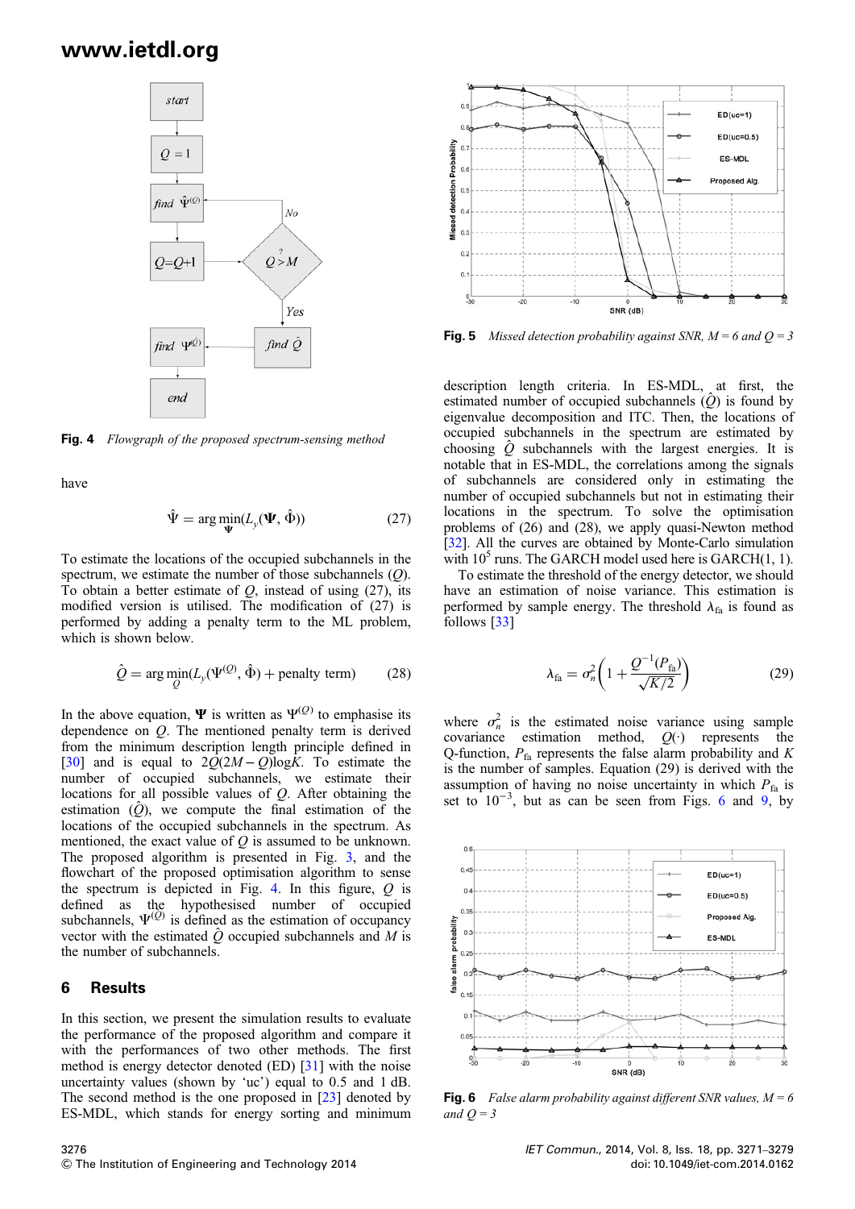Fig. 4 *Flowgraph of the proposed spectrum-sensing method*

have

$$\hat{\Psi} = \arg\min_{\Psi}(L_y(\Psi, \hat{\Phi})) \tag{27}$$

To estimate the locations of the occupied subchannels in the spectrum, we estimate the number of those subchannels ($Q$). To obtain a better estimate of $Q$, instead of using (27), its modified version is utilised. The modification of (27) is performed by adding a penalty term to the ML problem, which is shown below.

$$\hat{Q} = \arg\min_{Q}(L_y(\Psi^{(Q)}, \hat{\Phi}) + \text{penalty term}) \tag{28}$$

In the above equation, $\Psi$ is written as $\Psi^{(Q)}$ to emphasise its dependence on $Q$. The mentioned penalty term is derived from the minimum description length principle defined in [30] and is equal to $2Q(2M - Q)\log K$. To estimate the number of occupied subchannels, we estimate their locations for all possible values of $Q$. After obtaining the estimation ($\hat{Q}$), we compute the final estimation of the locations of the occupied subchannels in the spectrum. As mentioned, the exact value of $Q$ is assumed to be unknown. The proposed algorithm is presented in Fig. 3, and the flowchart of the proposed optimisation algorithm to sense the spectrum is depicted in Fig. 4. In this figure, $Q$ is defined as the hypothesised number of occupied subchannels, $\Psi^{(Q)}$ is defined as the estimation of occupancy vector with the estimated $\hat{Q}$ occupied subchannels and $M$ is the number of subchannels.

## 6 Results

In this section, we present the simulation results to evaluate the performance of the proposed algorithm and compare it with the performances of two other methods. The first method is energy detector denoted (ED) [31] with the noise uncertainty values (shown by 'uc') equal to 0.5 and 1 dB. The second method is the one proposed in [23] denoted by ES-MDL, which stands for energy sorting and minimum description length criteria. In ES-MDL, at first, the estimated number of occupied subchannels ($\hat{Q}$) is found by eigenvalue decomposition and ITC. Then, the locations of occupied subchannels in the spectrum are estimated by choosing $\hat{Q}$ subchannels with the largest energies. It is notable that in ES-MDL, the correlations among the signals of subchannels are considered only in estimating the number of occupied subchannels but not in estimating their locations in the spectrum. To solve the optimisation problems of (26) and (28), we apply quasi-Newton method [32]. All the curves are obtained by Monte-Carlo simulation with $10^5$ runs. The GARCH model used here is GARCH(1, 1).

To estimate the threshold of the energy detector, we should have an estimation of noise variance. This estimation is performed by sample energy. The threshold $\lambda_{fa}$ is found as follows [33]

$$\lambda_{fa} = \sigma_n^2\left(1 + \frac{Q^{-1}(P_{fa})}{\sqrt{K/2}}\right) \tag{29}$$

where $\sigma_n^2$ is the estimated noise variance using sample covariance estimation method, $Q(\cdot)$ represents the Q-function, $P_{fa}$ represents the false alarm probability and $K$ is the number of samples. Equation (29) is derived with the assumption of having no noise uncertainty in which $P_{fa}$ is set to $10^{-3}$, but as can be seen from Figs. 6 and 9, by

Fig. 5 *Missed detection probability against SNR, M = 6 and Q = 3*

Fig. 6 *False alarm probability against different SNR values, M = 6 and Q = 3*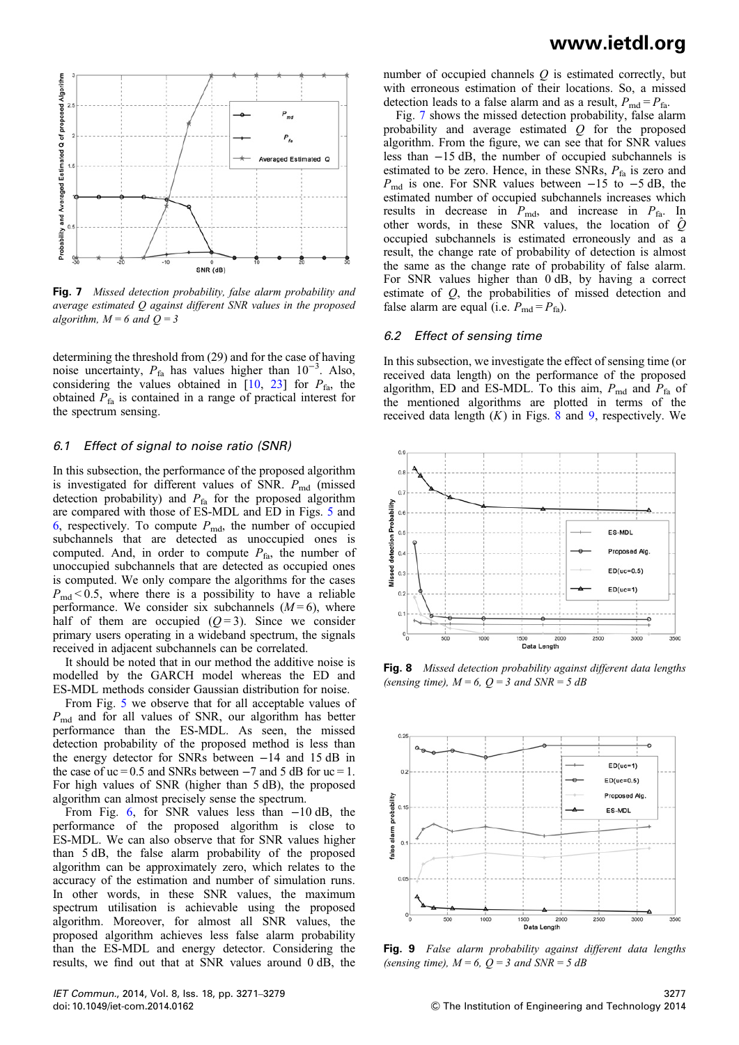**Fig. 7** *Missed detection probability, false alarm probability and average estimated Q against different SNR values in the proposed algorithm, M = 6 and Q = 3*

determining the threshold from (29) and for the case of having noise uncertainty, $P_{fa}$ has values higher than $10^{-3}$. Also, considering the values obtained in [10, 23] for $P_{fa}$, the obtained $P_{fa}$ is contained in a range of practical interest for the spectrum sensing.

### 6.1 Effect of signal to noise ratio (SNR)

In this subsection, the performance of the proposed algorithm is investigated for different values of SNR. $P_{md}$ (missed detection probability) and $P_{fa}$ for the proposed algorithm are compared with those of ES-MDL and ED in Figs. 5 and 6, respectively. To compute $P_{md}$, the number of occupied subchannels that are detected as unoccupied ones is computed. And, in order to compute $P_{fa}$, the number of unoccupied subchannels that are detected as occupied ones is computed. We only compare the algorithms for the cases $P_{md} < 0.5$, where there is a possibility to have a reliable performance. We consider six subchannels ($M = 6$), where half of them are occupied ($Q = 3$). Since we consider primary users operating in a wideband spectrum, the signals received in adjacent subchannels can be correlated.

It should be noted that in our method the additive noise is modelled by the GARCH model whereas the ED and ES-MDL methods consider Gaussian distribution for noise.

From Fig. 5 we observe that for all acceptable values of $P_{md}$ and for all values of SNR, our algorithm has better performance than the ES-MDL. As seen, the missed detection probability of the proposed method is less than the energy detector for SNRs between −14 and 15 dB in the case of uc = 0.5 and SNRs between −7 and 5 dB for uc = 1. For high values of SNR (higher than 5 dB), the proposed algorithm can almost precisely sense the spectrum.

From Fig. 6, for SNR values less than −10 dB, the performance of the proposed algorithm is close to ES-MDL. We can also observe that for SNR values higher than 5 dB, the false alarm probability of the proposed algorithm can be approximately zero, which relates to the accuracy of the estimation and number of simulation runs. In other words, in these SNR values, the maximum spectrum utilisation is achievable using the proposed algorithm. Moreover, for almost all SNR values, the proposed algorithm achieves less false alarm probability than the ES-MDL and energy detector. Considering the results, we find out that at SNR values around 0 dB, the number of occupied channels $Q$ is estimated correctly, but with erroneous estimation of their locations. So, a missed detection leads to a false alarm and as a result, $P_{md} = P_{fa}$.

Fig. 7 shows the missed detection probability, false alarm probability and average estimated $Q$ for the proposed algorithm. From the figure, we can see that for SNR values less than −15 dB, the number of occupied subchannels is estimated to be zero. Hence, in these SNRs, $P_{fa}$ is zero and $P_{md}$ is one. For SNR values between −15 to −5 dB, the estimated number of occupied subchannels increases which results in decrease in $P_{md}$, and increase in $P_{fa}$. In other words, in these SNR values, the location of $\hat{Q}$ occupied subchannels is estimated erroneously and as a result, the change rate of probability of detection is almost the same as the change rate of probability of false alarm. For SNR values higher than 0 dB, by having a correct estimate of $Q$, the probabilities of missed detection and false alarm are equal (i.e. $P_{md} = P_{fa}$).

### 6.2 Effect of sensing time

In this subsection, we investigate the effect of sensing time (or received data length) on the performance of the proposed algorithm, ED and ES-MDL. To this aim, $P_{md}$ and $P_{fa}$ of the mentioned algorithms are plotted in terms of the received data length ($K$) in Figs. 8 and 9, respectively. We

**Fig. 8** *Missed detection probability against different data lengths (sensing time), M = 6, Q = 3 and SNR = 5 dB*

**Fig. 9** *False alarm probability against different data lengths (sensing time), M = 6, Q = 3 and SNR = 5 dB*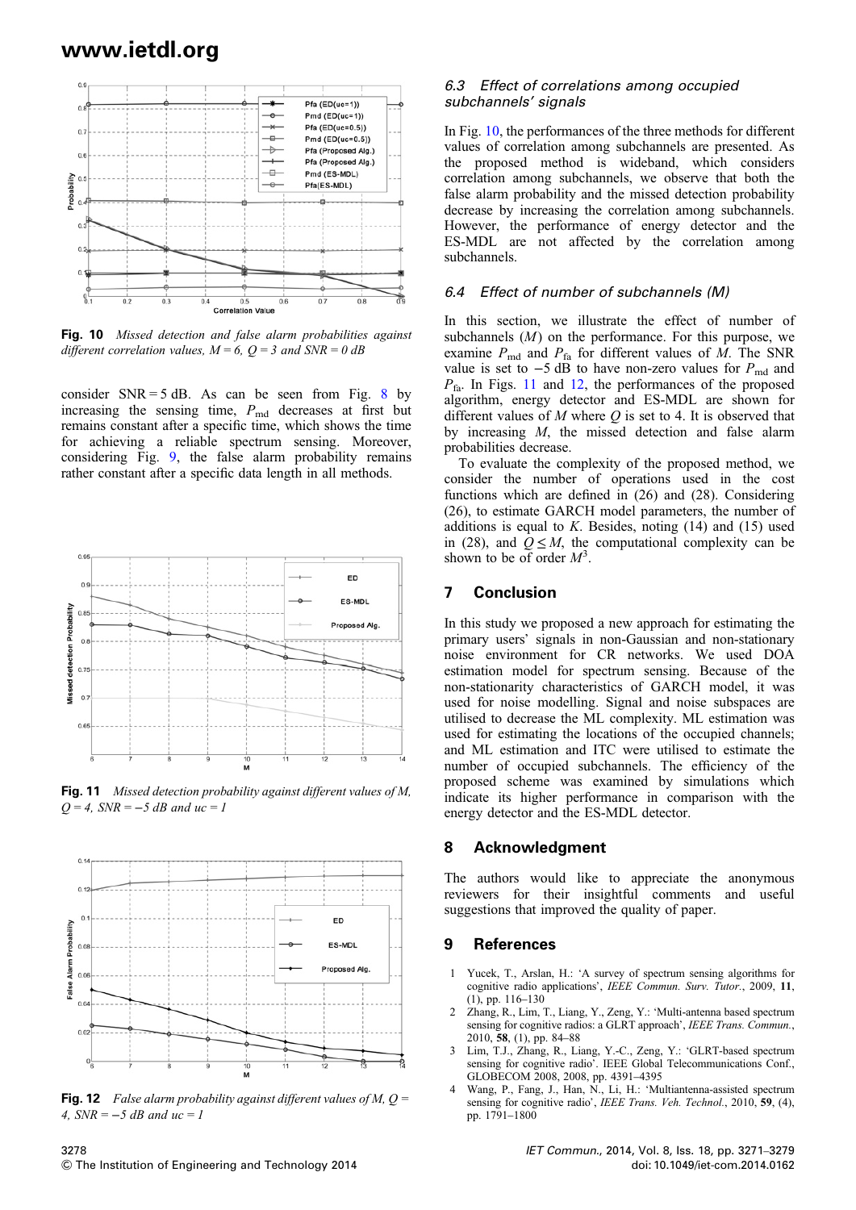Fig. 10 *Missed detection and false alarm probabilities against different correlation values, M = 6, Q = 3 and SNR = 0 dB*

consider SNR = 5 dB. As can be seen from Fig. 8 by increasing the sensing time, $P_{\rm md}$ decreases at first but remains constant after a specific time, which shows the time for achieving a reliable spectrum sensing. Moreover, considering Fig. 9, the false alarm probability remains rather constant after a specific data length in all methods.

Fig. 11 *Missed detection probability against different values of M, Q = 4, SNR = −5 dB and uc = 1*

Fig. 12 *False alarm probability against different values of M, Q = 4, SNR = −5 dB and uc = 1*

### 6.3 Effect of correlations among occupied subchannels' signals

In Fig. 10, the performances of the three methods for different values of correlation among subchannels are presented. As the proposed method is wideband, which considers correlation among subchannels, we observe that both the false alarm probability and the missed detection probability decrease by increasing the correlation among subchannels. However, the performance of energy detector and the ES-MDL are not affected by the correlation among subchannels.

### 6.4 Effect of number of subchannels (M)

In this section, we illustrate the effect of number of subchannels ($M$) on the performance. For this purpose, we examine $P_{\rm md}$ and $P_{\rm fa}$ for different values of $M$. The SNR value is set to −5 dB to have non-zero values for $P_{\rm md}$ and $P_{\rm fa}$. In Figs. 11 and 12, the performances of the proposed algorithm, energy detector and ES-MDL are shown for different values of $M$ where $Q$ is set to 4. It is observed that by increasing $M$, the missed detection and false alarm probabilities decrease.

To evaluate the complexity of the proposed method, we consider the number of operations used in the cost functions which are defined in (26) and (28). Considering (26), to estimate GARCH model parameters, the number of additions is equal to $K$. Besides, noting (14) and (15) used in (28), and $Q \leq M$, the computational complexity can be shown to be of order $M^3$.

## 7 Conclusion

In this study we proposed a new approach for estimating the primary users' signals in non-Gaussian and non-stationary noise environment for CR networks. We used DOA estimation model for spectrum sensing. Because of the non-stationarity characteristics of GARCH model, it was used for noise modelling. Signal and noise subspaces are utilised to decrease the ML complexity. ML estimation was used for estimating the locations of the occupied channels; and ML estimation and ITC were utilised to estimate the number of occupied subchannels. The efficiency of the proposed scheme was examined by simulations which indicate its higher performance in comparison with the energy detector and the ES-MDL detector.

## 8 Acknowledgment

The authors would like to appreciate the anonymous reviewers for their insightful comments and useful suggestions that improved the quality of paper.

## 9 References

1. Yucek, T., Arslan, H.: 'A survey of spectrum sensing algorithms for cognitive radio applications', *IEEE Commun. Surv. Tutor.*, 2009, **11**, (1), pp. 116–130
2. Zhang, R., Lim, T., Liang, Y., Zeng, Y.: 'Multi-antenna based spectrum sensing for cognitive radios: a GLRT approach', *IEEE Trans. Commun.*, 2010, **58**, (1), pp. 84–88
3. Lim, T.J., Zhang, R., Liang, Y.-C., Zeng, Y.: 'GLRT-based spectrum sensing for cognitive radio'. IEEE Global Telecommunications Conf., GLOBECOM 2008, 2008, pp. 4391–4395
4. Wang, P., Fang, J., Han, N., Li, H.: 'Multiantenna-assisted spectrum sensing for cognitive radio', *IEEE Trans. Veh. Technol.*, 2010, **59**, (4), pp. 1791–1800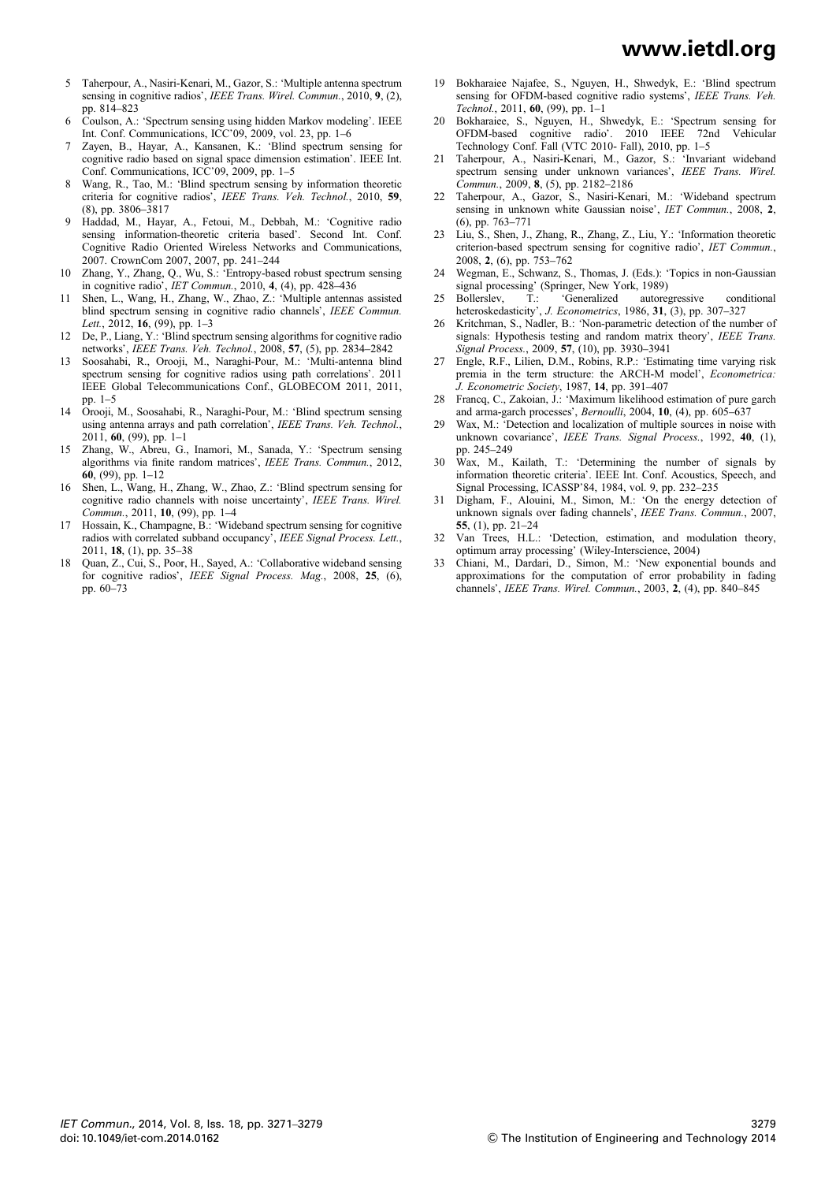5 Taherpour, A., Nasiri-Kenari, M., Gazor, S.: 'Multiple antenna spectrum sensing in cognitive radios', *IEEE Trans. Wirel. Commun.*, 2010, **9**, (2), pp. 814–823

6 Coulson, A.: 'Spectrum sensing using hidden Markov modeling'. IEEE Int. Conf. Communications, ICC'09, 2009, vol. 23, pp. 1–6

7 Zayen, B., Hayar, A., Kansanen, K.: 'Blind spectrum sensing for cognitive radio based on signal space dimension estimation'. IEEE Int. Conf. Communications, ICC'09, 2009, pp. 1–5

8 Wang, R., Tao, M.: 'Blind spectrum sensing by information theoretic criteria for cognitive radios', *IEEE Trans. Veh. Technol.*, 2010, **59**, (8), pp. 3806–3817

9 Haddad, M., Hayar, A., Fetoui, M., Debbah, M.: 'Cognitive radio sensing information-theoretic criteria based'. Second Int. Conf. Cognitive Radio Oriented Wireless Networks and Communications, 2007. CrownCom 2007, 2007, pp. 241–244

10 Zhang, Y., Zhang, Q., Wu, S.: 'Entropy-based robust spectrum sensing in cognitive radio', *IET Commun.*, 2010, **4**, (4), pp. 428–436

11 Shen, L., Wang, H., Zhang, W., Zhao, Z.: 'Multiple antennas assisted blind spectrum sensing in cognitive radio channels', *IEEE Commun. Lett.*, 2012, **16**, (99), pp. 1–3

12 De, P., Liang, Y.: 'Blind spectrum sensing algorithms for cognitive radio networks', *IEEE Trans. Veh. Technol.*, 2008, **57**, (5), pp. 2834–2842

13 Soosahabi, R., Orooji, M., Naraghi-Pour, M.: 'Multi-antenna blind spectrum sensing for cognitive radios using path correlations'. 2011 IEEE Global Telecommunications Conf., GLOBECOM 2011, 2011, pp. 1–5

14 Orooji, M., Soosahabi, R., Naraghi-Pour, M.: 'Blind spectrum sensing using antenna arrays and path correlation', *IEEE Trans. Veh. Technol.*, 2011, **60**, (99), pp. 1–1

15 Zhang, W., Abreu, G., Inamori, M., Sanada, Y.: 'Spectrum sensing algorithms via finite random matrices', *IEEE Trans. Commun.*, 2012, **60**, (99), pp. 1–12

16 Shen, L., Wang, H., Zhang, W., Zhao, Z.: 'Blind spectrum sensing for cognitive radio channels with noise uncertainty', *IEEE Trans. Wirel. Commun.*, 2011, **10**, (99), pp. 1–4

17 Hossain, K., Champagne, B.: 'Wideband spectrum sensing for cognitive radios with correlated subband occupancy', *IEEE Signal Process. Lett.*, 2011, **18**, (1), pp. 35–38

18 Quan, Z., Cui, S., Poor, H., Sayed, A.: 'Collaborative wideband sensing for cognitive radios', *IEEE Signal Process. Mag.*, 2008, **25**, (6), pp. 60–73

19 Bokharaiee Najafee, S., Nguyen, H., Shwedyk, E.: 'Blind spectrum sensing for OFDM-based cognitive radio systems', *IEEE Trans. Veh. Technol.*, 2011, **60**, (99), pp. 1–1

20 Bokharaiee, S., Nguyen, H., Shwedyk, E.: 'Spectrum sensing for OFDM-based cognitive radio'. 2010 IEEE 72nd Vehicular Technology Conf. Fall (VTC 2010- Fall), 2010, pp. 1–5

21 Taherpour, A., Nasiri-Kenari, M., Gazor, S.: 'Invariant wideband spectrum sensing under unknown variances', *IEEE Trans. Wirel. Commun.*, 2009, **8**, (5), pp. 2182–2186

22 Taherpour, A., Gazor, S., Nasiri-Kenari, M.: 'Wideband spectrum sensing in unknown white Gaussian noise', *IET Commun.*, 2008, **2**, (6), pp. 763–771

23 Liu, S., Shen, J., Zhang, R., Zhang, Z., Liu, Y.: 'Information theoretic criterion-based spectrum sensing for cognitive radio', *IET Commun.*, 2008, **2**, (6), pp. 753–762

24 Wegman, E., Schwanz, S., Thomas, J. (Eds.): 'Topics in non-Gaussian signal processing' (Springer, New York, 1989)

25 Bollerslev, T.: 'Generalized autoregressive conditional heteroskedasticity', *J. Econometrics*, 1986, **31**, (3), pp. 307–327

26 Kritchman, S., Nadler, B.: 'Non-parametric detection of the number of signals: Hypothesis testing and random matrix theory', *IEEE Trans. Signal Process.*, 2009, **57**, (10), pp. 3930–3941

27 Engle, R.F., Lilien, D.M., Robins, R.P.: 'Estimating time varying risk premia in the term structure: the ARCH-M model', *Econometrica: J. Econometric Society*, 1987, **14**, pp. 391–407

28 Francq, C., Zakoian, J.: 'Maximum likelihood estimation of pure garch and arma-garch processes', *Bernoulli*, 2004, **10**, (4), pp. 605–637

29 Wax, M.: 'Detection and localization of multiple sources in noise with unknown covariance', *IEEE Trans. Signal Process.*, 1992, **40**, (1), pp. 245–249

30 Wax, M., Kailath, T.: 'Determining the number of signals by information theoretic criteria'. IEEE Int. Conf. Acoustics, Speech, and Signal Processing, ICASSP'84, 1984, vol. 9, pp. 232–235

31 Digham, F., Alouini, M., Simon, M.: 'On the energy detection of unknown signals over fading channels', *IEEE Trans. Commun.*, 2007, **55**, (1), pp. 21–24

32 Van Trees, H.L.: 'Detection, estimation, and modulation theory, optimum array processing' (Wiley-Interscience, 2004)

33 Chiani, M., Dardari, D., Simon, M.: 'New exponential bounds and approximations for the computation of error probability in fading channels', *IEEE Trans. Wirel. Commun.*, 2003, **2**, (4), pp. 840–845